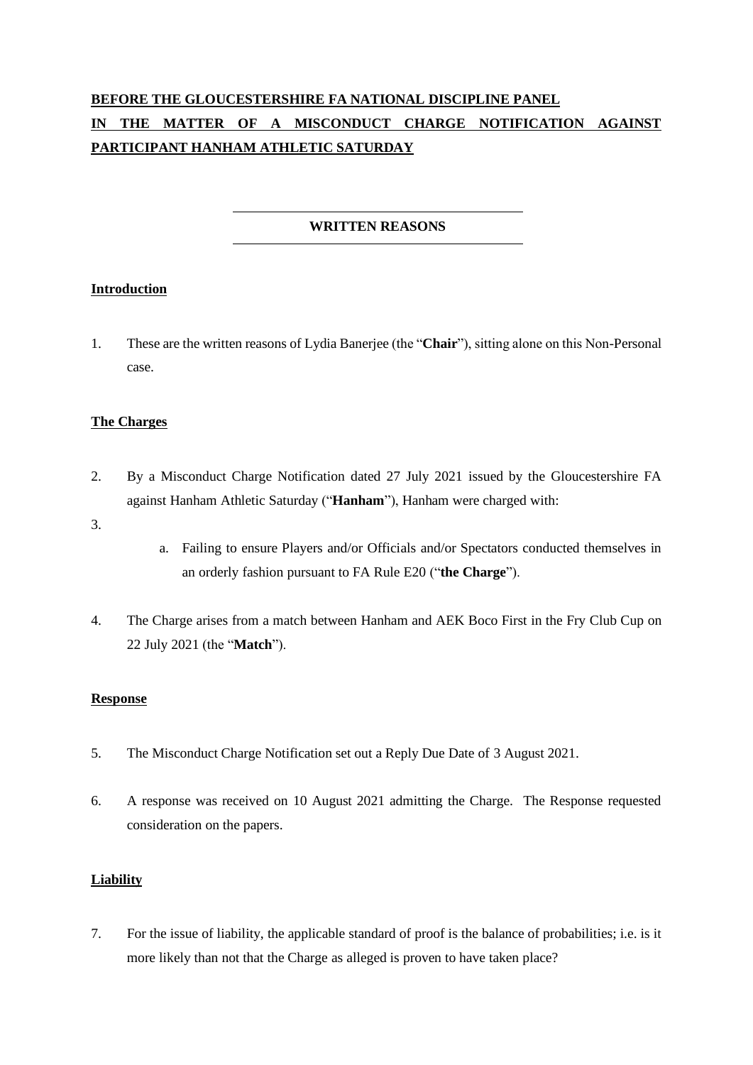**BEFORE THE GLOUCESTERSHIRE FA NATIONAL DISCIPLINE PANEL**

**IN THE MATTER OF A MISCONDUCT CHARGE NOTIFICATION AGAINST PARTICIPANT HANHAM ATHLETIC SATURDAY**

---

**WRITTEN REASONS**

---

## Introduction

1. These are the written reasons of Lydia Banerjee (the "**Chair**"), sitting alone on this Non-Personal case.

## The Charges

2. By a Misconduct Charge Notification dated 27 July 2021 issued by the Gloucestershire FA against Hanham Athletic Saturday ("**Hanham**"), Hanham were charged with:

3.
    a. Failing to ensure Players and/or Officials and/or Spectators conducted themselves in an orderly fashion pursuant to FA Rule E20 ("**the Charge**").

4. The Charge arises from a match between Hanham and AEK Boco First in the Fry Club Cup on 22 July 2021 (the "**Match**").

## Response

5. The Misconduct Charge Notification set out a Reply Due Date of 3 August 2021.

6. A response was received on 10 August 2021 admitting the Charge. The Response requested consideration on the papers.

## Liability

7. For the issue of liability, the applicable standard of proof is the balance of probabilities; i.e. is it more likely than not that the Charge as alleged is proven to have taken place?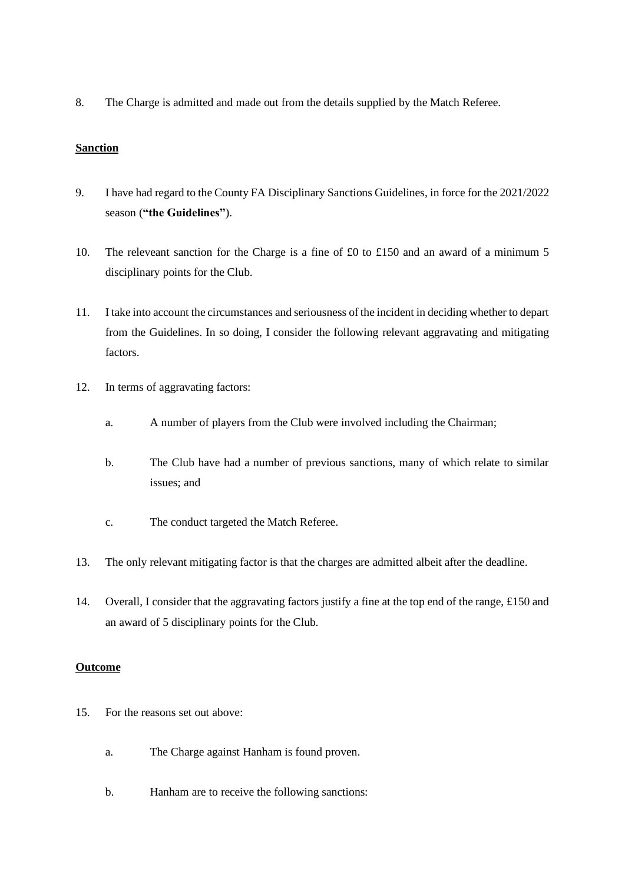8. The Charge is admitted and made out from the details supplied by the Match Referee.

**Sanction**

9. I have had regard to the County FA Disciplinary Sanctions Guidelines, in force for the 2021/2022 season (**"the Guidelines"**).

10. The releveant sanction for the Charge is a fine of £0 to £150 and an award of a minimum 5 disciplinary points for the Club.

11. I take into account the circumstances and seriousness of the incident in deciding whether to depart from the Guidelines. In so doing, I consider the following relevant aggravating and mitigating factors.

12. In terms of aggravating factors:

    a. A number of players from the Club were involved including the Chairman;

    b. The Club have had a number of previous sanctions, many of which relate to similar issues; and

    c. The conduct targeted the Match Referee.

13. The only relevant mitigating factor is that the charges are admitted albeit after the deadline.

14. Overall, I consider that the aggravating factors justify a fine at the top end of the range, £150 and an award of 5 disciplinary points for the Club.

**Outcome**

15. For the reasons set out above:

    a. The Charge against Hanham is found proven.

    b. Hanham are to receive the following sanctions: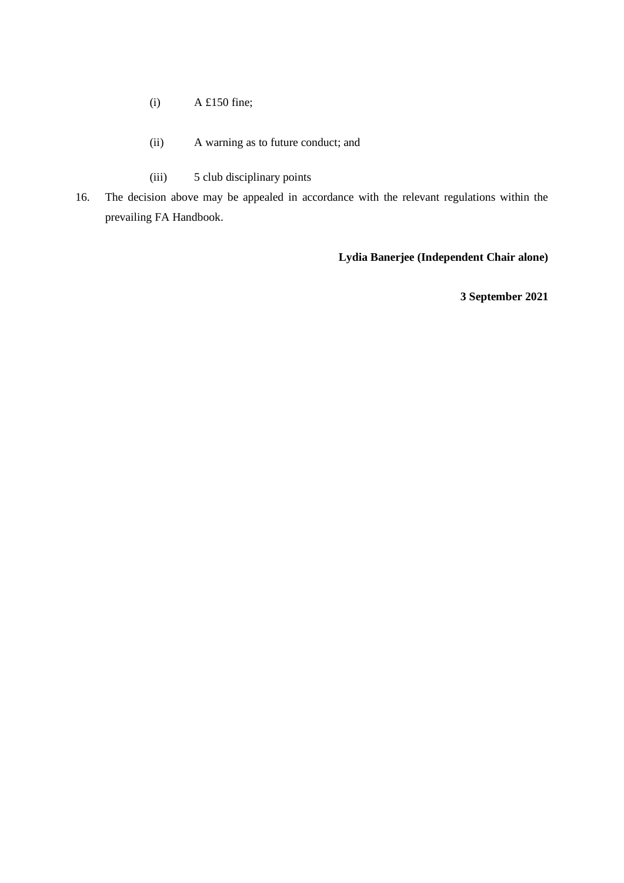(i) A £150 fine;

(ii) A warning as to future conduct; and

(iii) 5 club disciplinary points

16. The decision above may be appealed in accordance with the relevant regulations within the prevailing FA Handbook.

**Lydia Banerjee (Independent Chair alone)**

**3 September 2021**